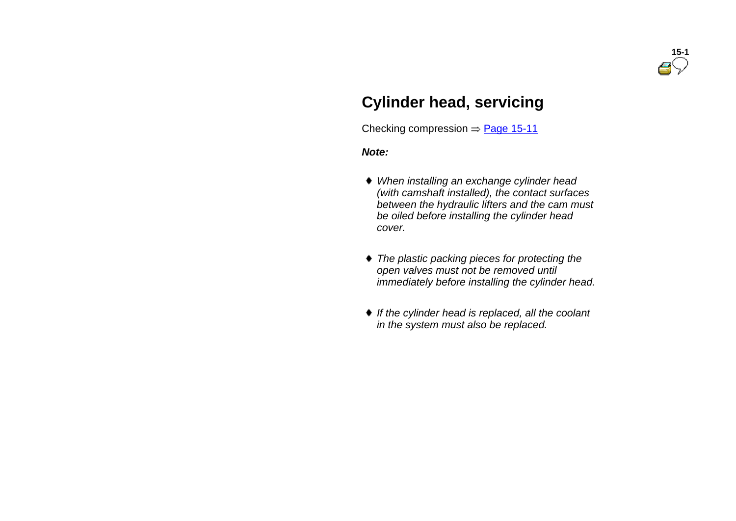# Cylinder head, servicing

Checking compression ⇒ Page 15-11

***Note:***

- *When installing an exchange cylinder head (with camshaft installed), the contact surfaces between the hydraulic lifters and the cam must be oiled before installing the cylinder head cover.*
- *The plastic packing pieces for protecting the open valves must not be removed until immediately before installing the cylinder head.*
- *If the cylinder head is replaced, all the coolant in the system must also be replaced.*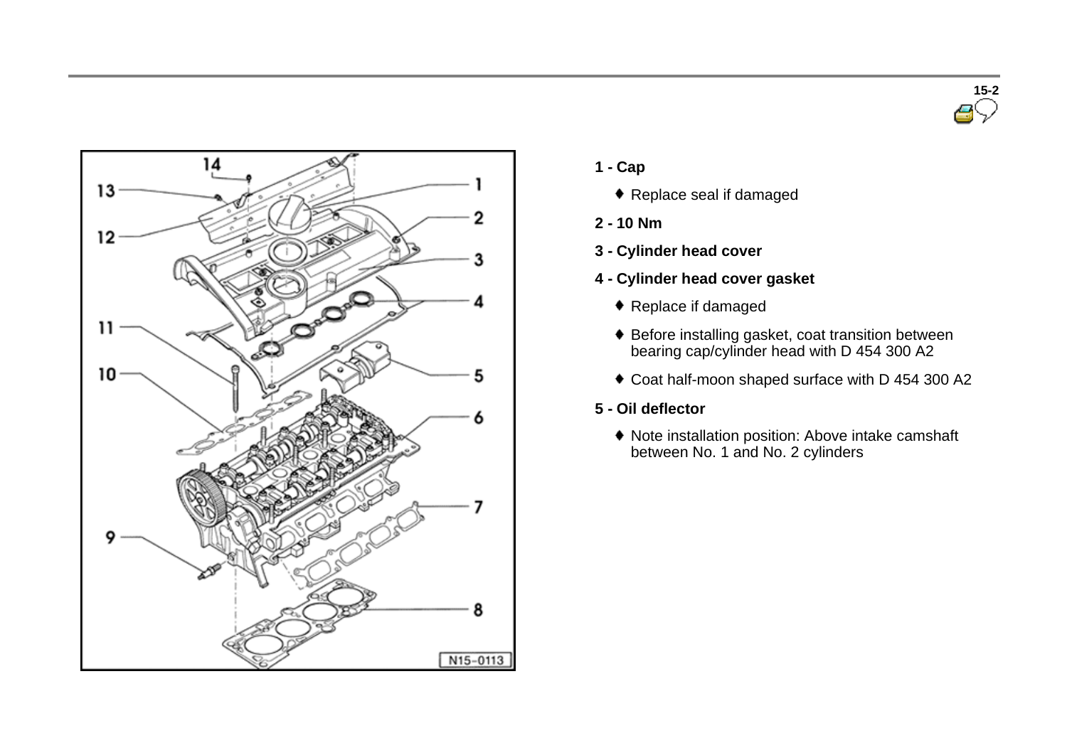**1 - Cap**

- Replace seal if damaged

**2 - 10 Nm**

**3 - Cylinder head cover**

**4 - Cylinder head cover gasket**

- Replace if damaged
- Before installing gasket, coat transition between bearing cap/cylinder head with D 454 300 A2
- Coat half-moon shaped surface with D 454 300 A2

**5 - Oil deflector**

- Note installation position: Above intake camshaft between No. 1 and No. 2 cylinders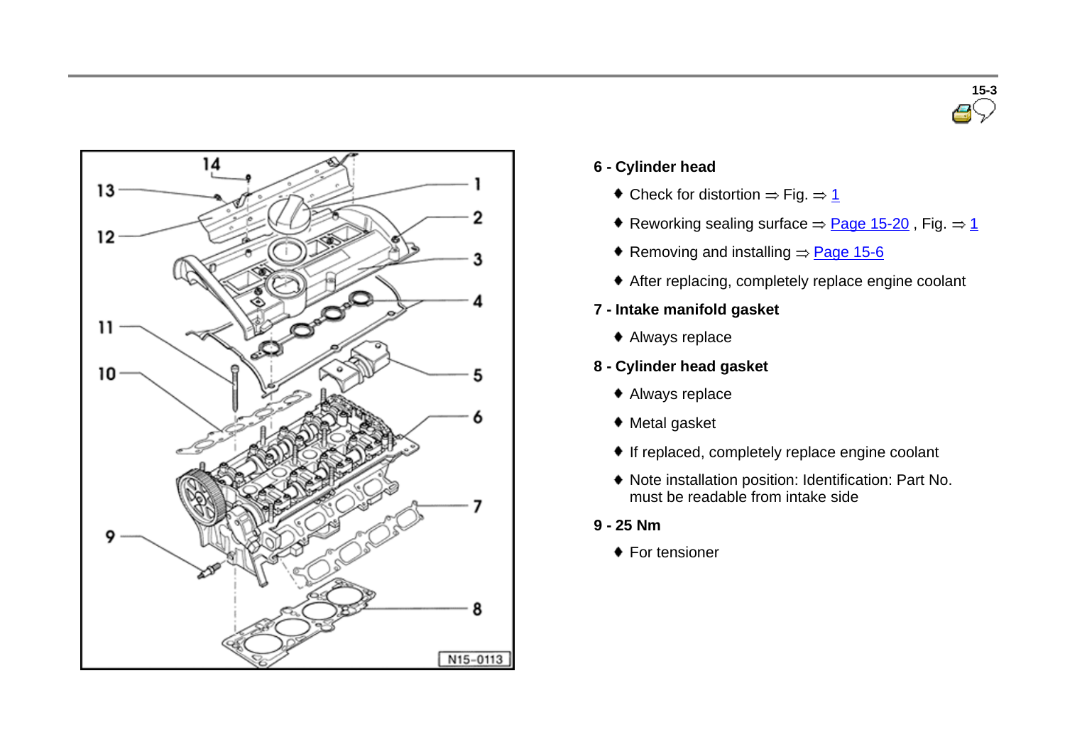**6 - Cylinder head**

- Check for distortion ⇒ Fig. ⇒ 1
- Reworking sealing surface ⇒ Page 15-20 , Fig. ⇒ 1
- Removing and installing ⇒ Page 15-6
- After replacing, completely replace engine coolant

**7 - Intake manifold gasket**

- Always replace

**8 - Cylinder head gasket**

- Always replace
- Metal gasket
- If replaced, completely replace engine coolant
- Note installation position: Identification: Part No. must be readable from intake side

**9 - 25 Nm**

- For tensioner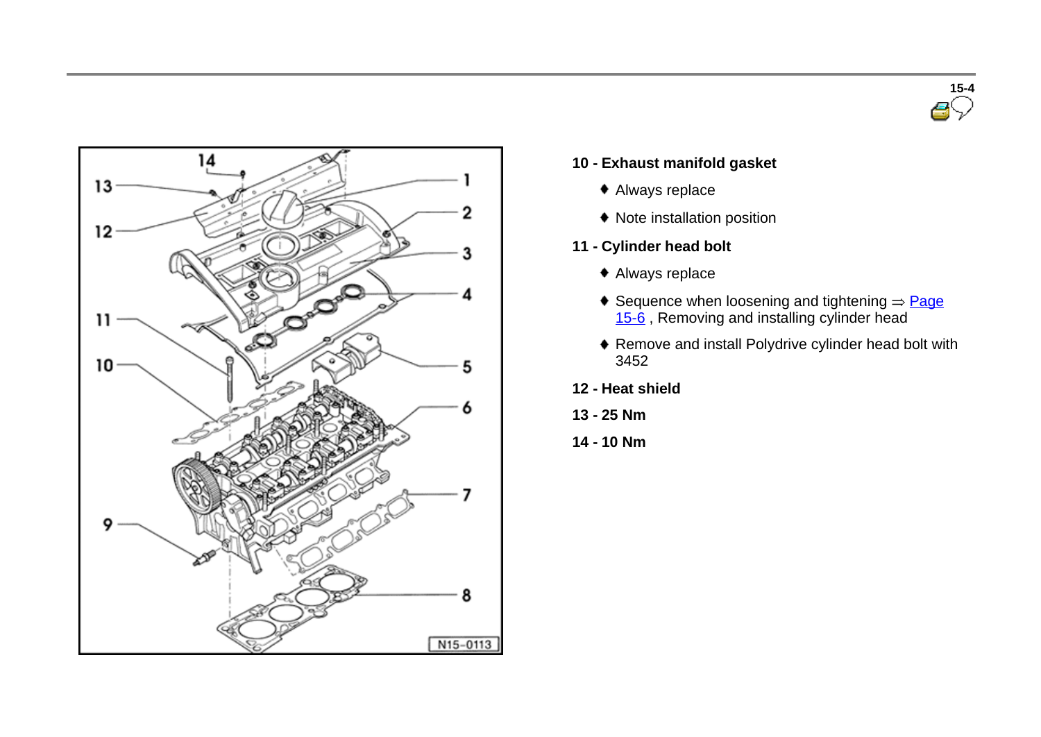**10 - Exhaust manifold gasket**

- Always replace
- Note installation position

**11 - Cylinder head bolt**

- Always replace
- Sequence when loosening and tightening ⇒ Page 15-6 , Removing and installing cylinder head
- Remove and install Polydrive cylinder head bolt with 3452

**12 - Heat shield**

**13 - 25 Nm**

**14 - 10 Nm**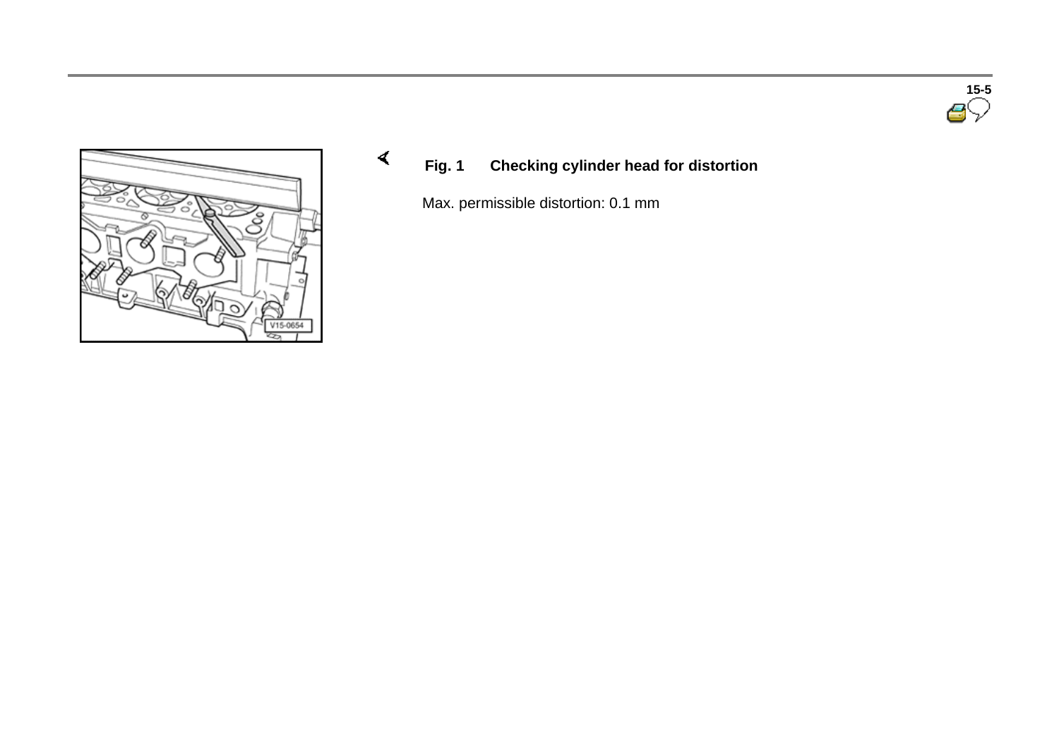**Fig. 1 Checking cylinder head for distortion**

Max. permissible distortion: 0.1 mm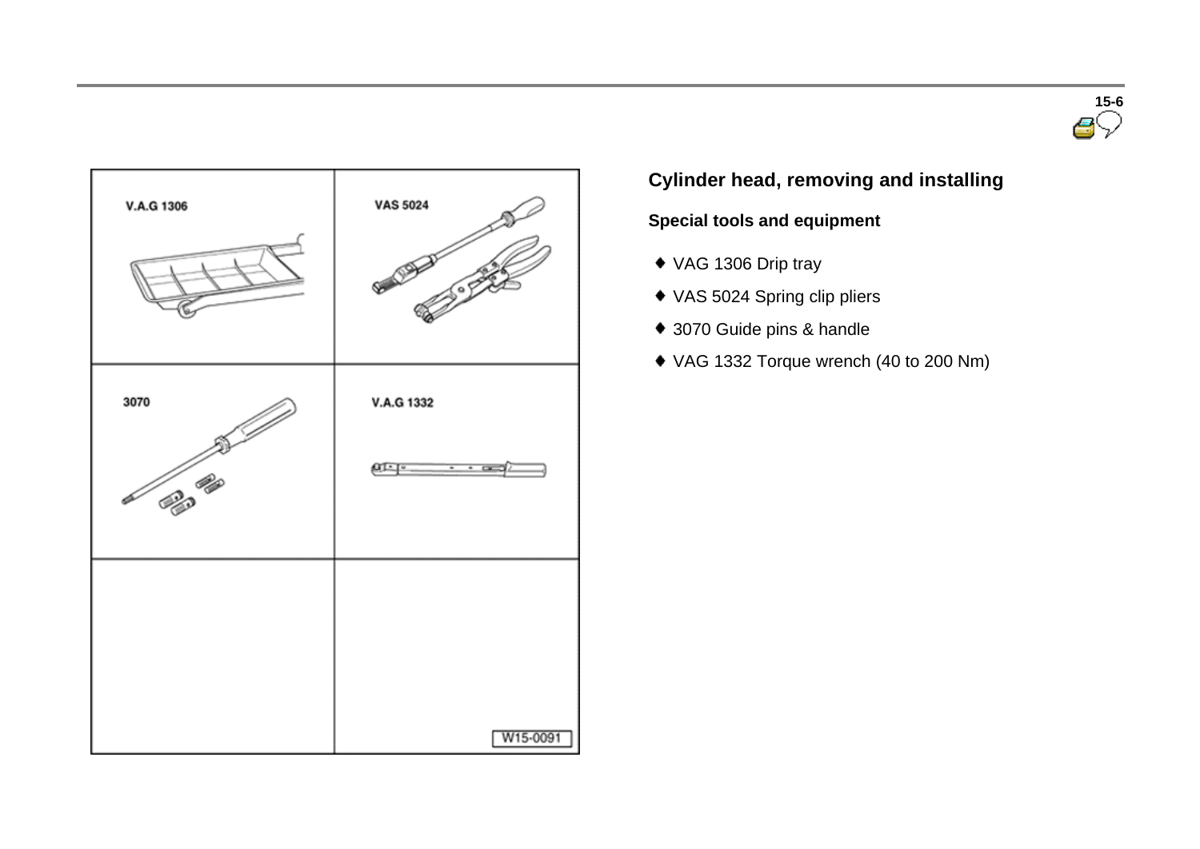## Cylinder head, removing and installing

### Special tools and equipment

- VAG 1306 Drip tray
- VAS 5024 Spring clip pliers
- 3070 Guide pins & handle
- VAG 1332 Torque wrench (40 to 200 Nm)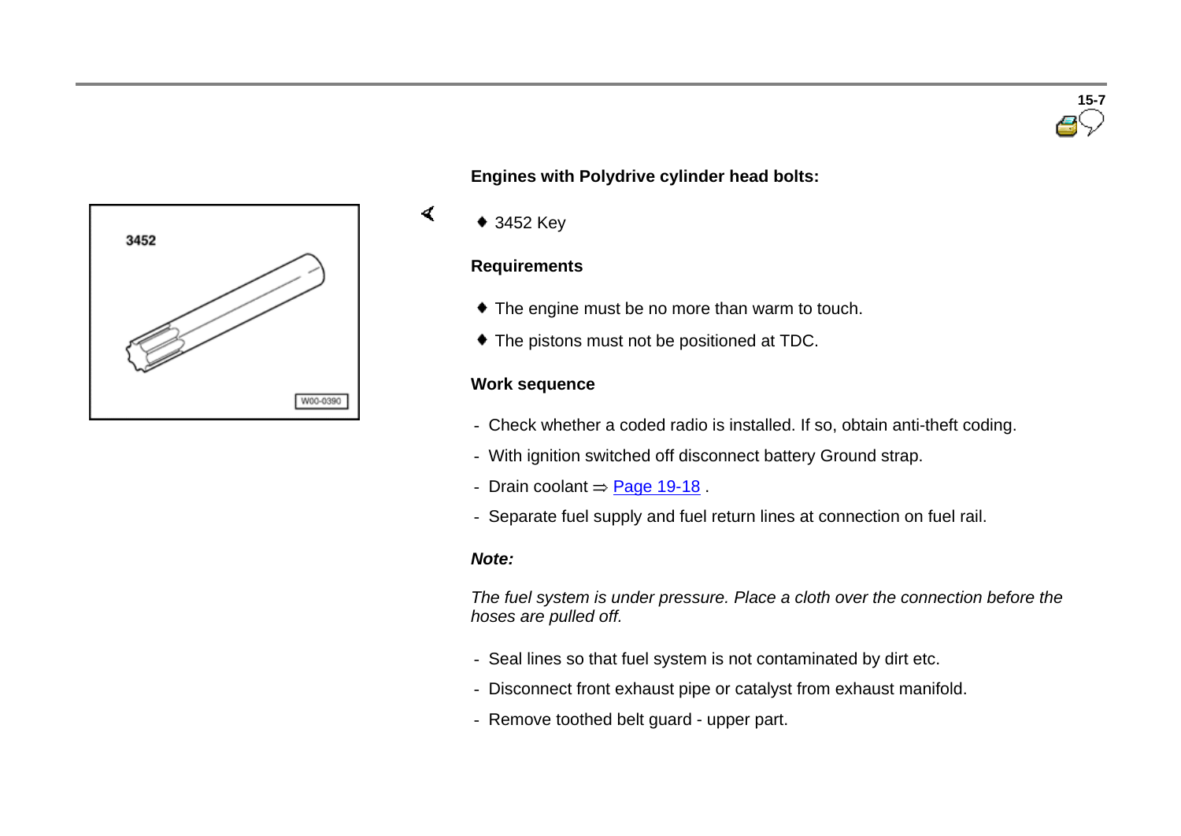**Engines with Polydrive cylinder head bolts:**

- 3452 Key

**Requirements**

- The engine must be no more than warm to touch.
- The pistons must not be positioned at TDC.

**Work sequence**

- Check whether a coded radio is installed. If so, obtain anti-theft coding.
- With ignition switched off disconnect battery Ground strap.
- Drain coolant ⇒ Page 19-18 .
- Separate fuel supply and fuel return lines at connection on fuel rail.

***Note:***

*The fuel system is under pressure. Place a cloth over the connection before the hoses are pulled off.*

- Seal lines so that fuel system is not contaminated by dirt etc.
- Disconnect front exhaust pipe or catalyst from exhaust manifold.
- Remove toothed belt guard - upper part.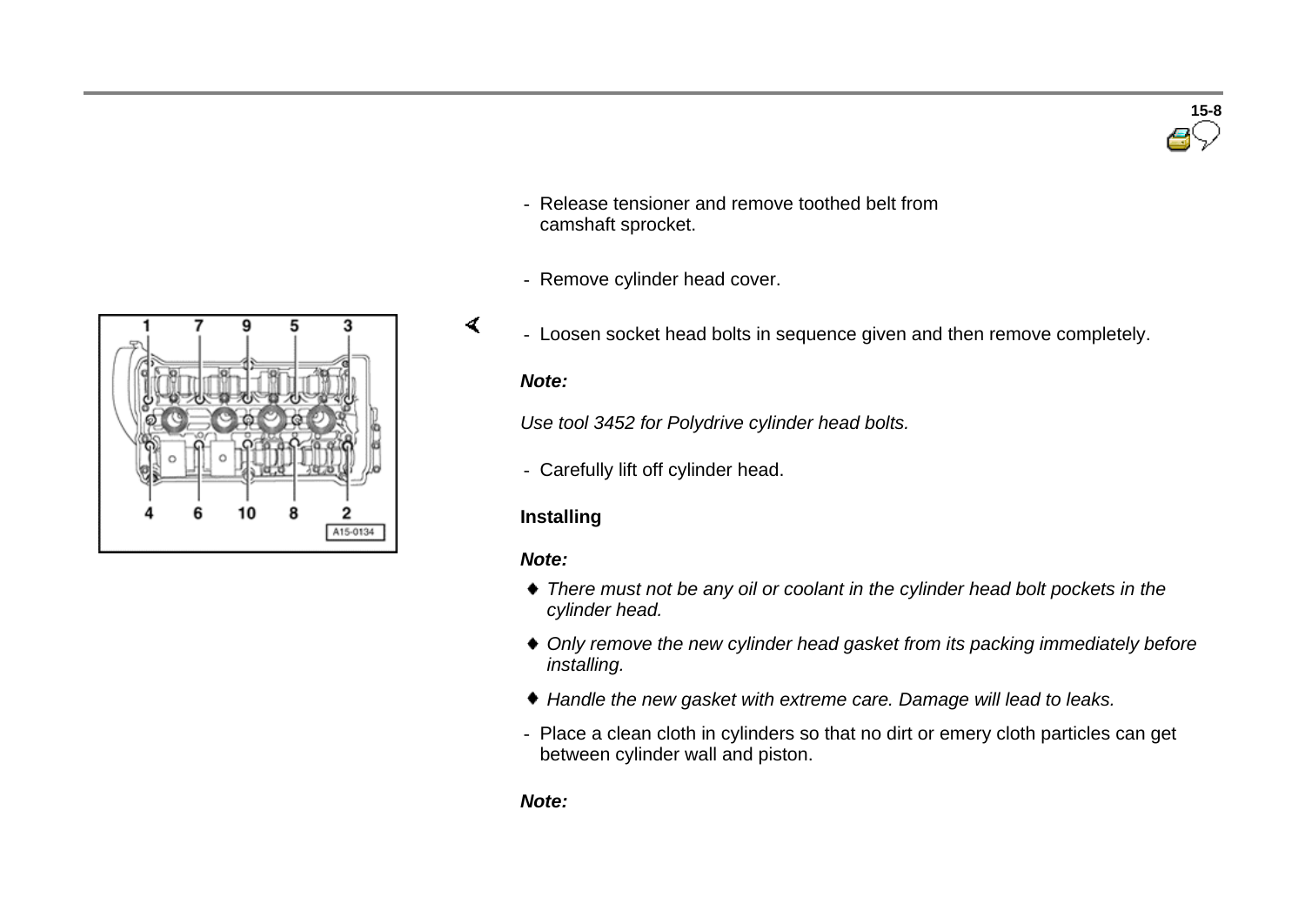- Release tensioner and remove toothed belt from camshaft sprocket.

- Remove cylinder head cover.

- Loosen socket head bolts in sequence given and then remove completely.

***Note:***

*Use tool 3452 for Polydrive cylinder head bolts.*

- Carefully lift off cylinder head.

**Installing**

***Note:***

- *There must not be any oil or coolant in the cylinder head bolt pockets in the cylinder head.*
- *Only remove the new cylinder head gasket from its packing immediately before installing.*
- *Handle the new gasket with extreme care. Damage will lead to leaks.*

- Place a clean cloth in cylinders so that no dirt or emery cloth particles can get between cylinder wall and piston.

***Note:***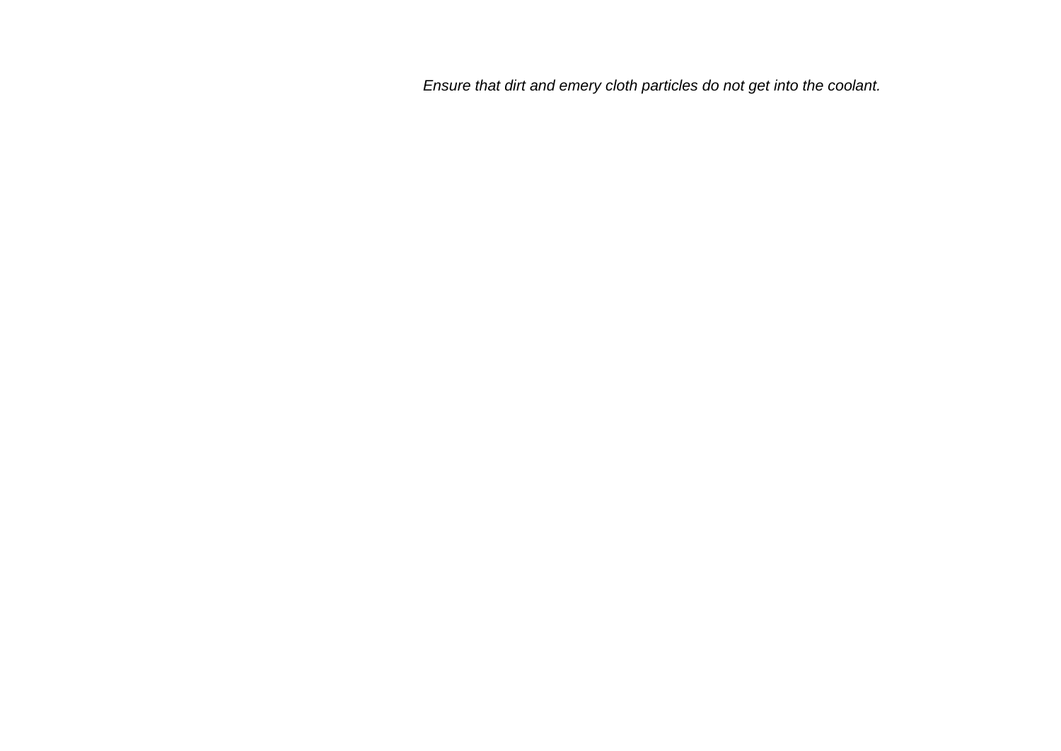*Ensure that dirt and emery cloth particles do not get into the coolant.*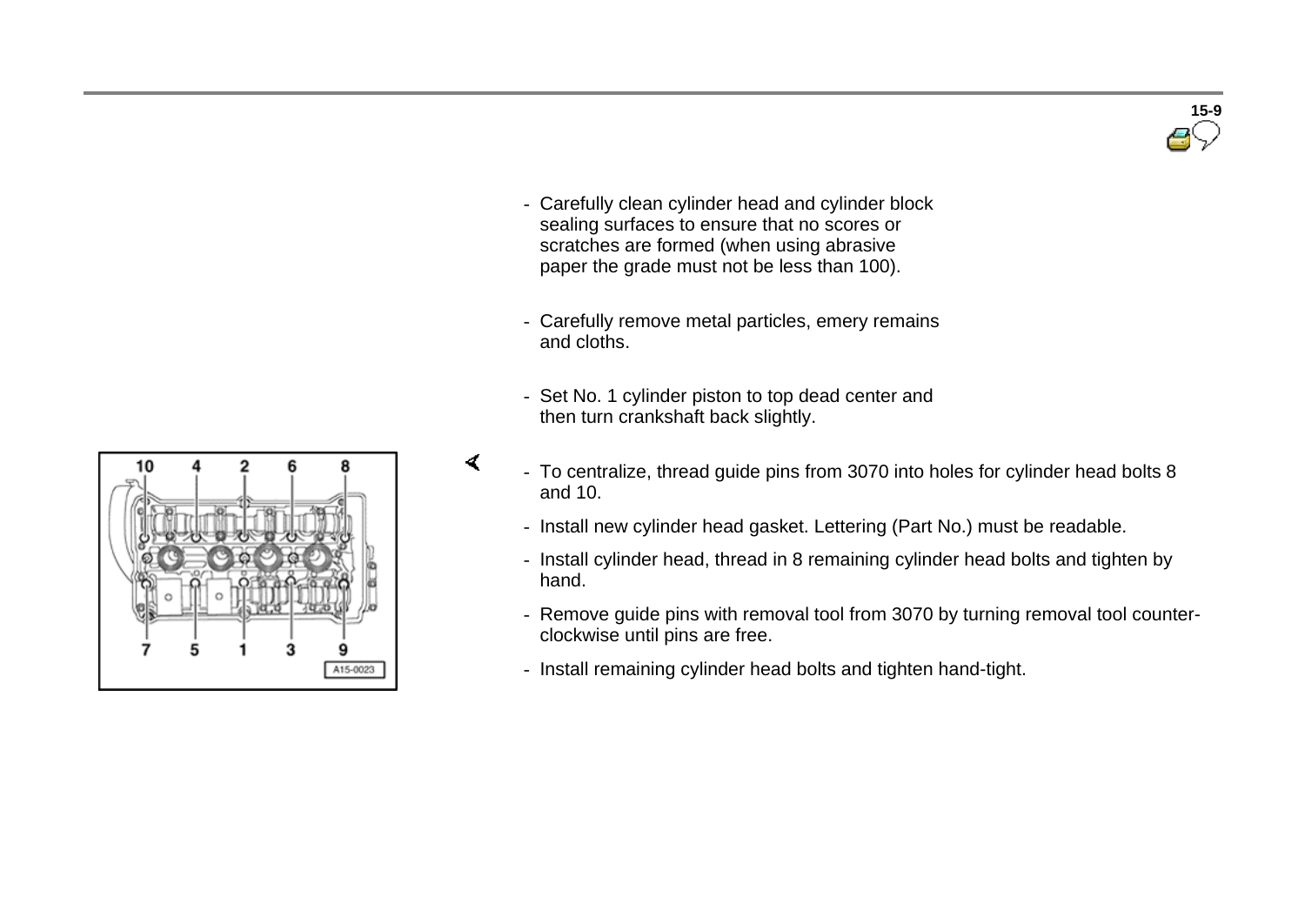- Carefully clean cylinder head and cylinder block sealing surfaces to ensure that no scores or scratches are formed (when using abrasive paper the grade must not be less than 100).

- Carefully remove metal particles, emery remains and cloths.

- Set No. 1 cylinder piston to top dead center and then turn crankshaft back slightly.

- To centralize, thread guide pins from 3070 into holes for cylinder head bolts 8 and 10.

- Install new cylinder head gasket. Lettering (Part No.) must be readable.

- Install cylinder head, thread in 8 remaining cylinder head bolts and tighten by hand.

- Remove guide pins with removal tool from 3070 by turning removal tool counter-clockwise until pins are free.

- Install remaining cylinder head bolts and tighten hand-tight.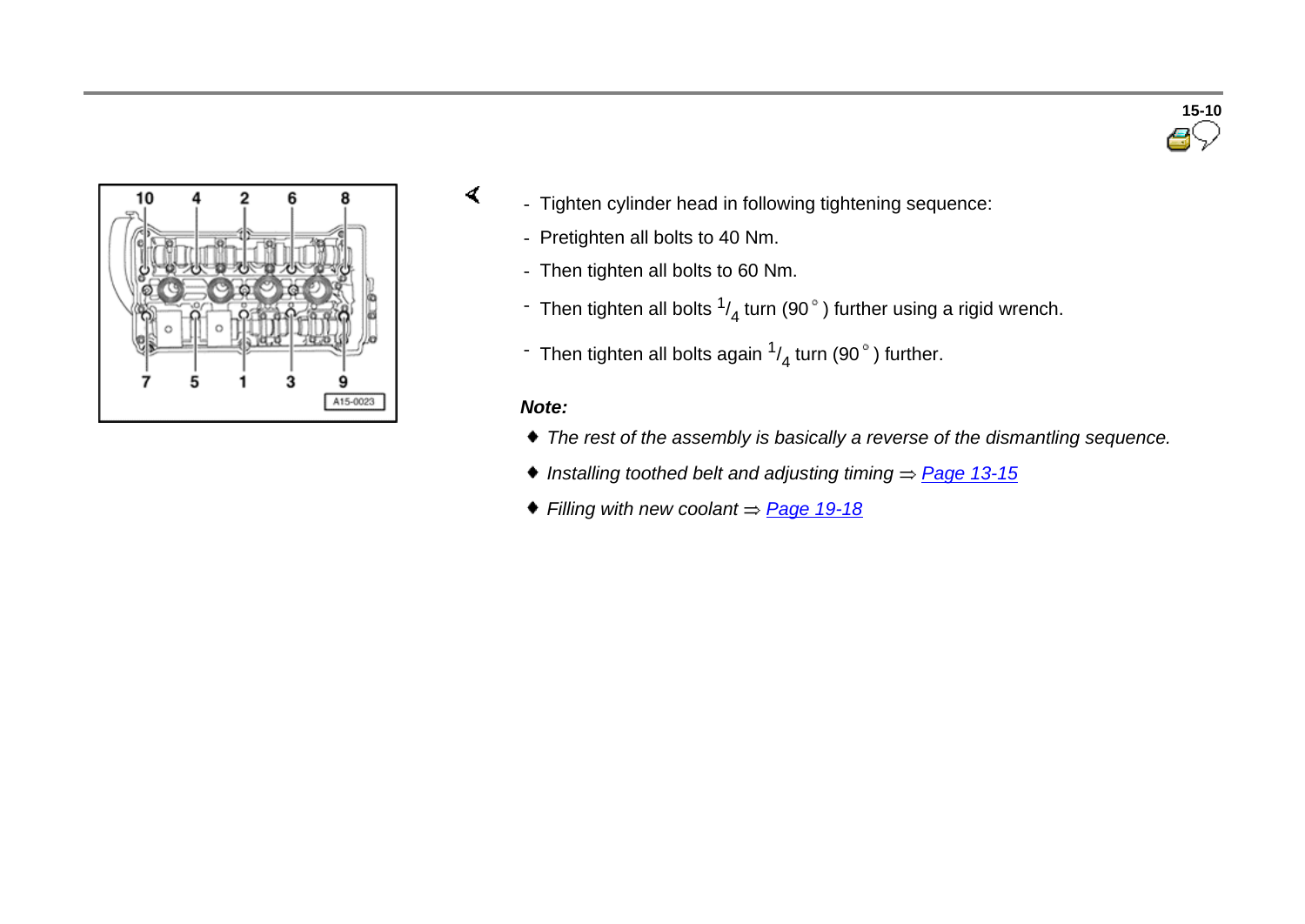- Tighten cylinder head in following tightening sequence:
- Pretighten all bolts to 40 Nm.
- Then tighten all bolts to 60 Nm.
- Then tighten all bolts $^{1}/_{4}$ turn (90°) further using a rigid wrench.
- Then tighten all bolts again $^{1}/_{4}$ turn (90°) further.

***Note:***

- *The rest of the assembly is basically a reverse of the dismantling sequence.*
- *Installing toothed belt and adjusting timing ⇒ Page 13-15*
- *Filling with new coolant ⇒ Page 19-18*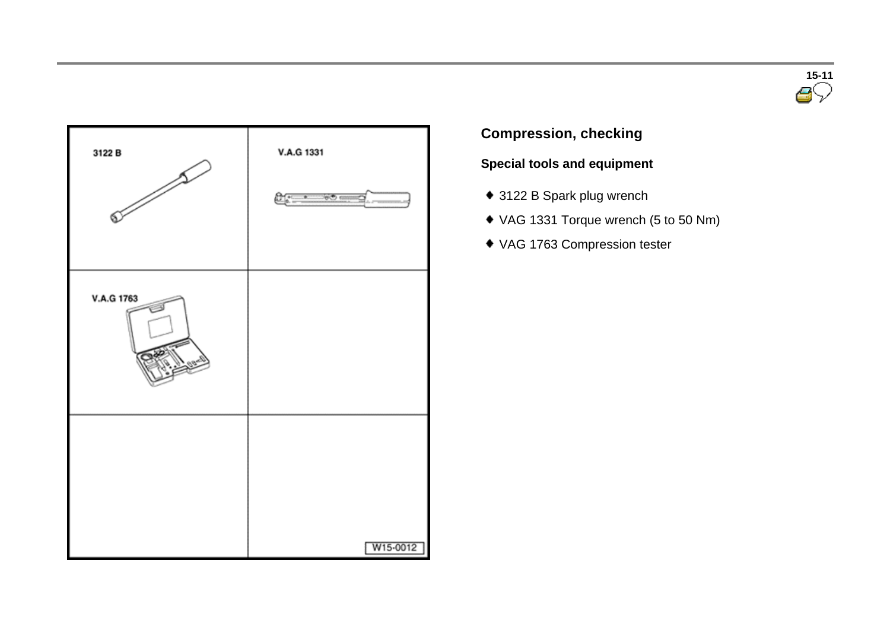## Compression, checking

### Special tools and equipment

- 3122 B Spark plug wrench
- VAG 1331 Torque wrench (5 to 50 Nm)
- VAG 1763 Compression tester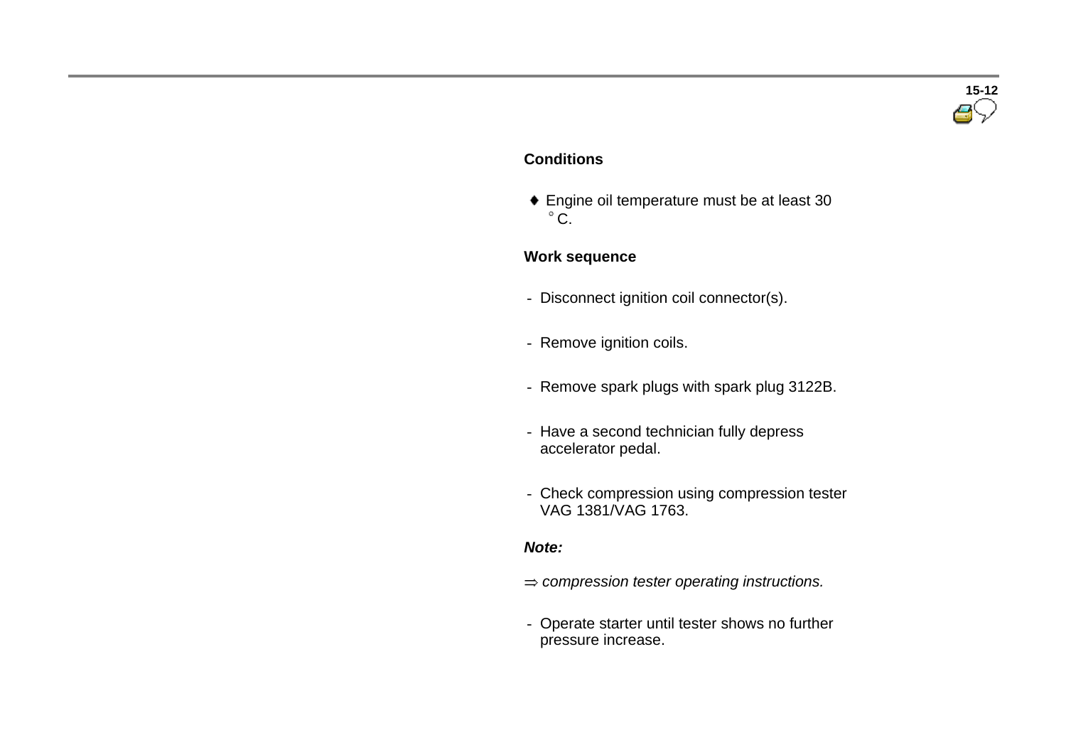**Conditions**

- Engine oil temperature must be at least 30 °C.

**Work sequence**

- Disconnect ignition coil connector(s).

- Remove ignition coils.

- Remove spark plugs with spark plug 3122B.

- Have a second technician fully depress accelerator pedal.

- Check compression using compression tester VAG 1381/VAG 1763.

***Note:***

*⇒ compression tester operating instructions.*

- Operate starter until tester shows no further pressure increase.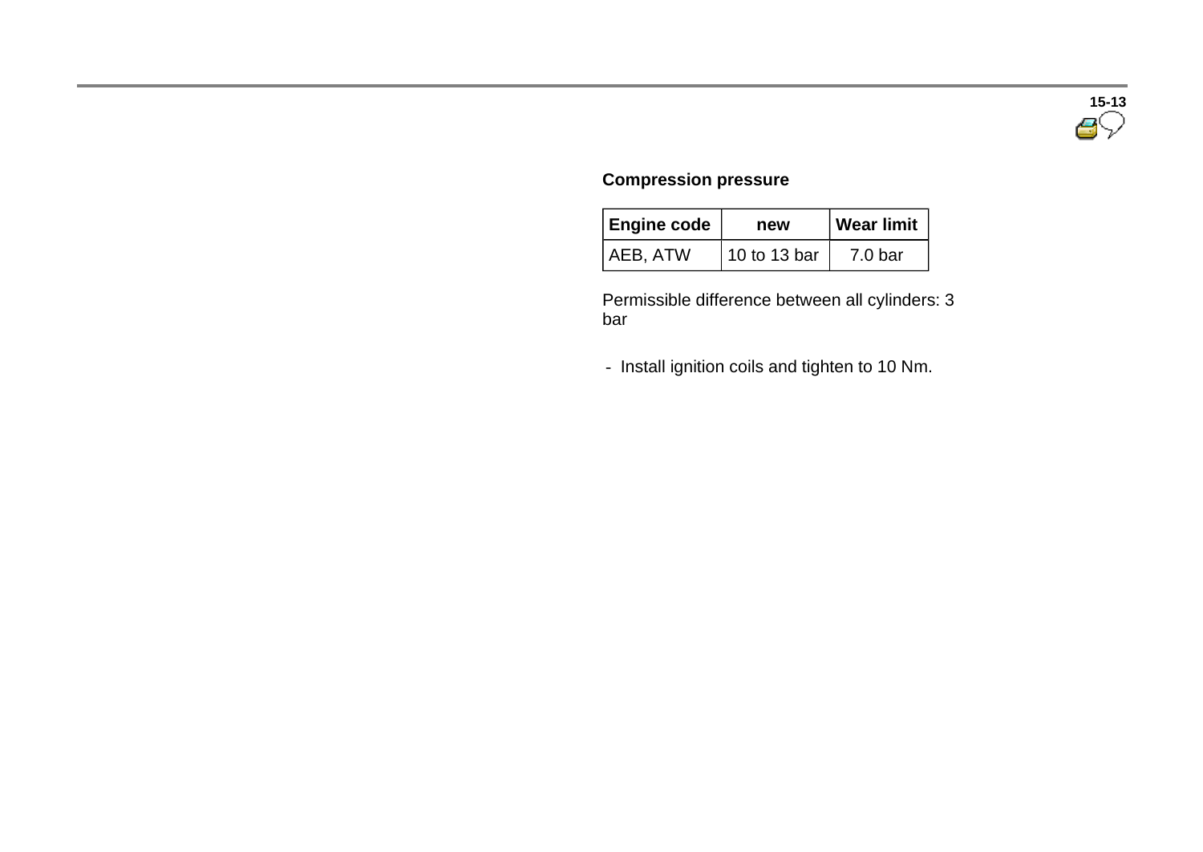### Compression pressure

| Engine code | new | Wear limit |
| --- | --- | --- |
| AEB, ATW | 10 to 13 bar | 7.0 bar |

Permissible difference between all cylinders: 3 bar

- Install ignition coils and tighten to 10 Nm.